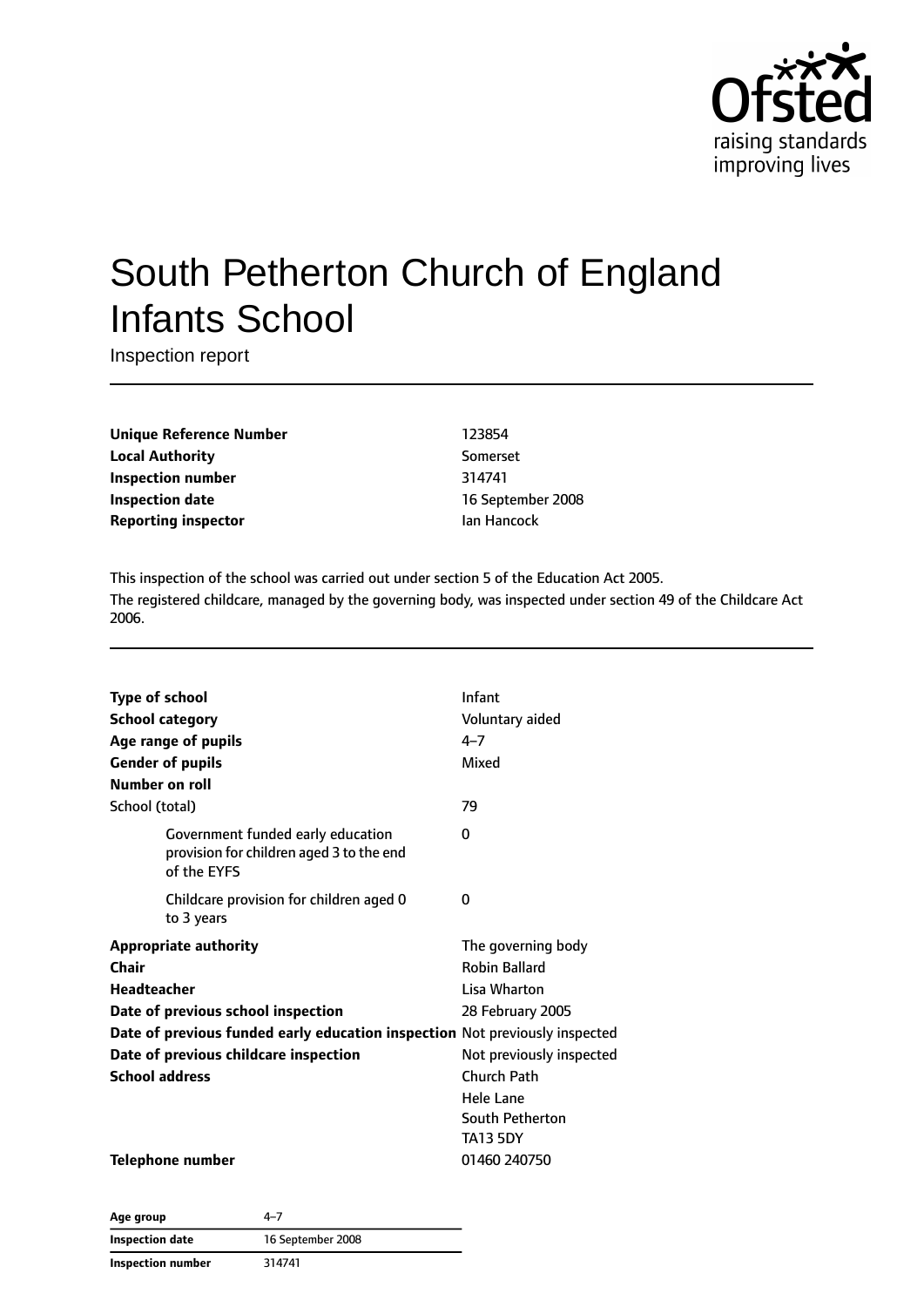# South Petherton Church of England Infants School

Inspection report

| | |
|---|---|
| **Unique Reference Number** | 123854 |
| **Local Authority** | Somerset |
| **Inspection number** | 314741 |
| **Inspection date** | 16 September 2008 |
| **Reporting inspector** | Ian Hancock |

This inspection of the school was carried out under section 5 of the Education Act 2005.

The registered childcare, managed by the governing body, was inspected under section 49 of the Childcare Act 2006.

| | |
|---|---|
| **Type of school** | Infant |
| **School category** | Voluntary aided |
| **Age range of pupils** | 4–7 |
| **Gender of pupils** | Mixed |
| **Number on roll** | |
| School (total) | 79 |
| Government funded early education provision for children aged 3 to the end of the EYFS | 0 |
| Childcare provision for children aged 0 to 3 years | 0 |
| **Appropriate authority** | The governing body |
| **Chair** | Robin Ballard |
| **Headteacher** | Lisa Wharton |
| **Date of previous school inspection** | 28 February 2005 |
| **Date of previous funded early education inspection** | Not previously inspected |
| **Date of previous childcare inspection** | Not previously inspected |
| **School address** | Church Path<br>Hele Lane<br>South Petherton<br>TA13 5DY |
| **Telephone number** | 01460 240750 |

| | |
|---|---|
| **Age group** | 4–7 |
| **Inspection date** | 16 September 2008 |
| **Inspection number** | 314741 |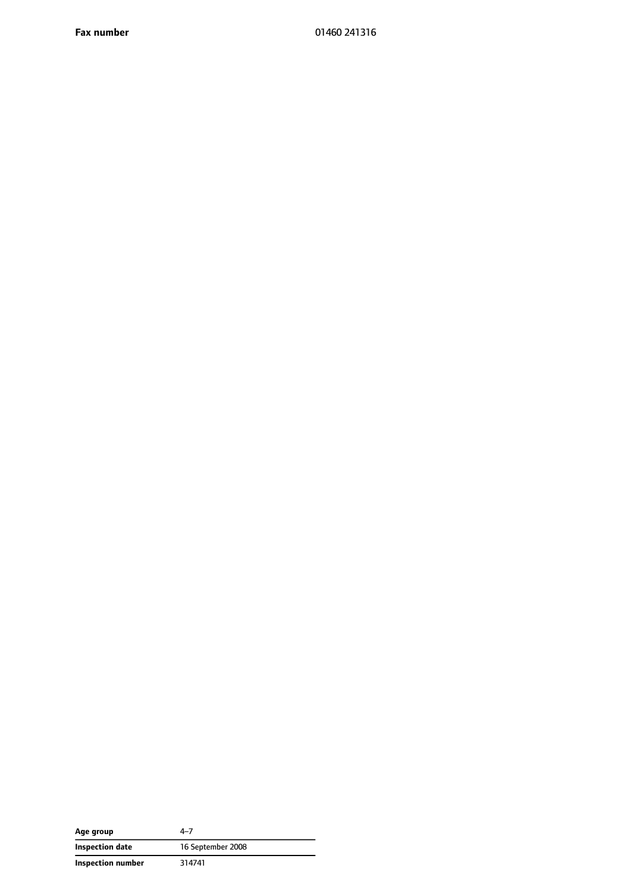| **Fax number** | 01460 241316 |
|---|---|

| **Age group** | 4–7 |
|---|---|
| **Inspection date** | 16 September 2008 |
| **Inspection number** | 314741 |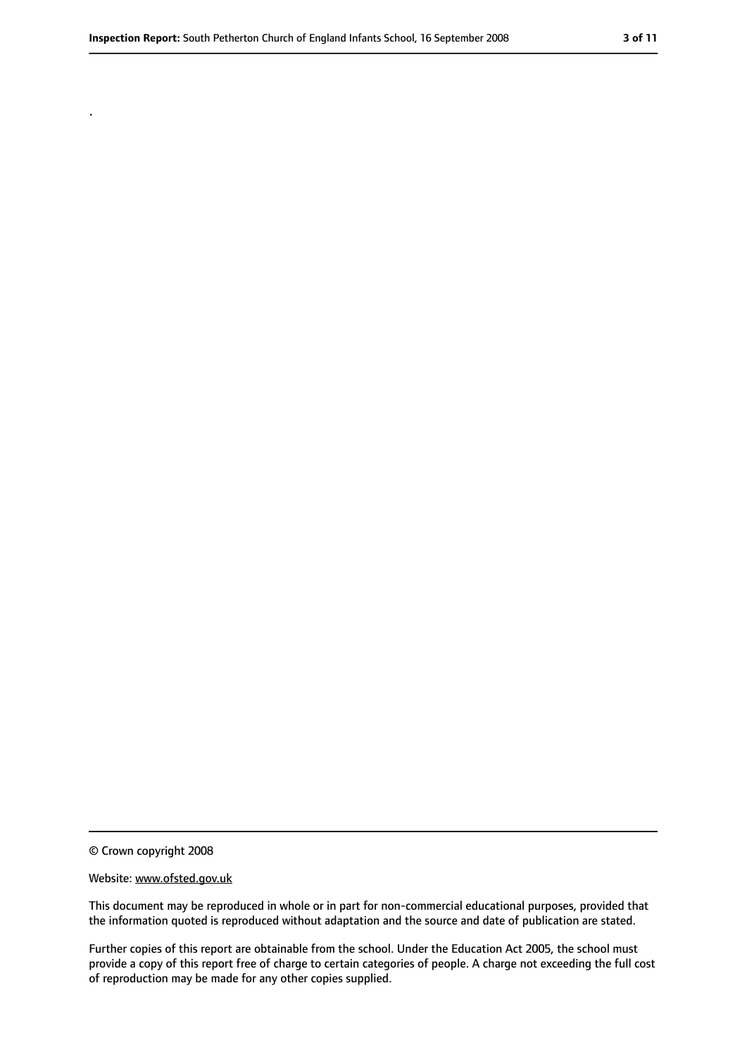.

© Crown copyright 2008

Website: www.ofsted.gov.uk

This document may be reproduced in whole or in part for non-commercial educational purposes, provided that the information quoted is reproduced without adaptation and the source and date of publication are stated.

Further copies of this report are obtainable from the school. Under the Education Act 2005, the school must provide a copy of this report free of charge to certain categories of people. A charge not exceeding the full cost of reproduction may be made for any other copies supplied.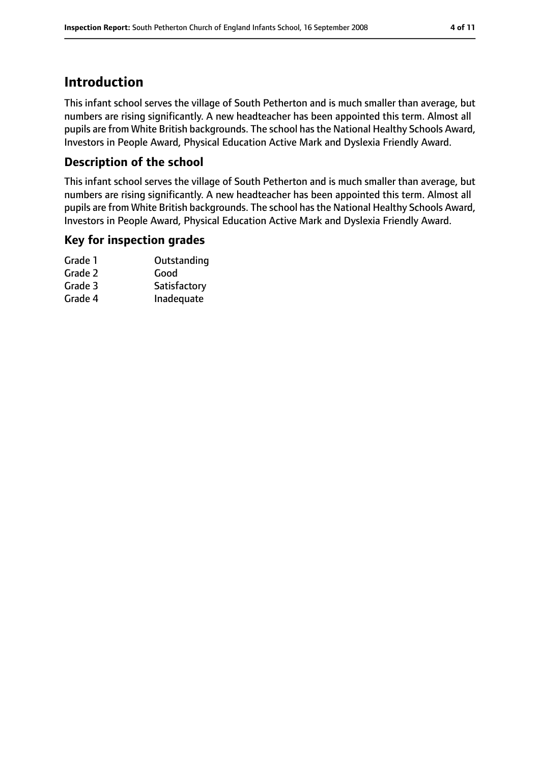# Introduction

This infant school serves the village of South Petherton and is much smaller than average, but numbers are rising significantly. A new headteacher has been appointed this term. Almost all pupils are from White British backgrounds. The school has the National Healthy Schools Award, Investors in People Award, Physical Education Active Mark and Dyslexia Friendly Award.

## Description of the school

This infant school serves the village of South Petherton and is much smaller than average, but numbers are rising significantly. A new headteacher has been appointed this term. Almost all pupils are from White British backgrounds. The school has the National Healthy Schools Award, Investors in People Award, Physical Education Active Mark and Dyslexia Friendly Award.

## Key for inspection grades

| | |
|---|---|
| Grade 1 | Outstanding |
| Grade 2 | Good |
| Grade 3 | Satisfactory |
| Grade 4 | Inadequate |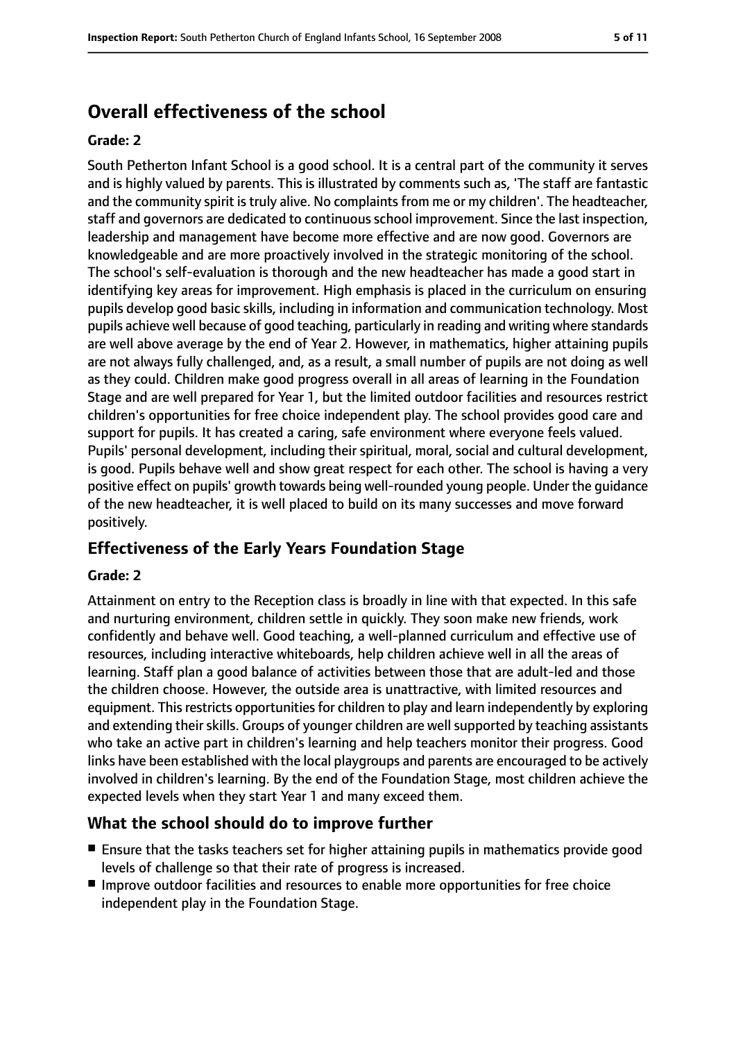## Overall effectiveness of the school

**Grade: 2**

South Petherton Infant School is a good school. It is a central part of the community it serves and is highly valued by parents. This is illustrated by comments such as, 'The staff are fantastic and the community spirit is truly alive. No complaints from me or my children'. The headteacher, staff and governors are dedicated to continuous school improvement. Since the last inspection, leadership and management have become more effective and are now good. Governors are knowledgeable and are more proactively involved in the strategic monitoring of the school. The school's self-evaluation is thorough and the new headteacher has made a good start in identifying key areas for improvement. High emphasis is placed in the curriculum on ensuring pupils develop good basic skills, including in information and communication technology. Most pupils achieve well because of good teaching, particularly in reading and writing where standards are well above average by the end of Year 2. However, in mathematics, higher attaining pupils are not always fully challenged, and, as a result, a small number of pupils are not doing as well as they could. Children make good progress overall in all areas of learning in the Foundation Stage and are well prepared for Year 1, but the limited outdoor facilities and resources restrict children's opportunities for free choice independent play. The school provides good care and support for pupils. It has created a caring, safe environment where everyone feels valued. Pupils' personal development, including their spiritual, moral, social and cultural development, is good. Pupils behave well and show great respect for each other. The school is having a very positive effect on pupils' growth towards being well-rounded young people. Under the guidance of the new headteacher, it is well placed to build on its many successes and move forward positively.

### Effectiveness of the Early Years Foundation Stage

**Grade: 2**

Attainment on entry to the Reception class is broadly in line with that expected. In this safe and nurturing environment, children settle in quickly. They soon make new friends, work confidently and behave well. Good teaching, a well-planned curriculum and effective use of resources, including interactive whiteboards, help children achieve well in all the areas of learning. Staff plan a good balance of activities between those that are adult-led and those the children choose. However, the outside area is unattractive, with limited resources and equipment. This restricts opportunities for children to play and learn independently by exploring and extending their skills. Groups of younger children are well supported by teaching assistants who take an active part in children's learning and help teachers monitor their progress. Good links have been established with the local playgroups and parents are encouraged to be actively involved in children's learning. By the end of the Foundation Stage, most children achieve the expected levels when they start Year 1 and many exceed them.

### What the school should do to improve further

- Ensure that the tasks teachers set for higher attaining pupils in mathematics provide good levels of challenge so that their rate of progress is increased.
- Improve outdoor facilities and resources to enable more opportunities for free choice independent play in the Foundation Stage.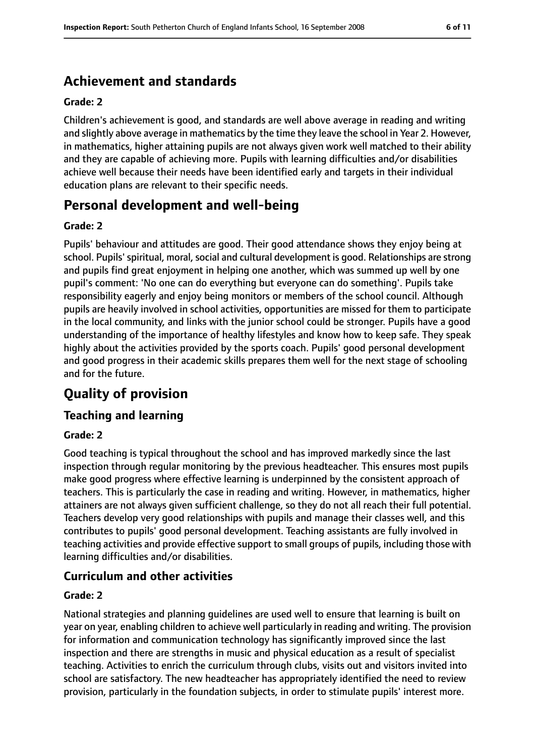## Achievement and standards

**Grade: 2**

Children's achievement is good, and standards are well above average in reading and writing and slightly above average in mathematics by the time they leave the school in Year 2. However, in mathematics, higher attaining pupils are not always given work well matched to their ability and they are capable of achieving more. Pupils with learning difficulties and/or disabilities achieve well because their needs have been identified early and targets in their individual education plans are relevant to their specific needs.

## Personal development and well-being

**Grade: 2**

Pupils' behaviour and attitudes are good. Their good attendance shows they enjoy being at school. Pupils' spiritual, moral, social and cultural development is good. Relationships are strong and pupils find great enjoyment in helping one another, which was summed up well by one pupil's comment: 'No one can do everything but everyone can do something'. Pupils take responsibility eagerly and enjoy being monitors or members of the school council. Although pupils are heavily involved in school activities, opportunities are missed for them to participate in the local community, and links with the junior school could be stronger. Pupils have a good understanding of the importance of healthy lifestyles and know how to keep safe. They speak highly about the activities provided by the sports coach. Pupils' good personal development and good progress in their academic skills prepares them well for the next stage of schooling and for the future.

## Quality of provision

### Teaching and learning

**Grade: 2**

Good teaching is typical throughout the school and has improved markedly since the last inspection through regular monitoring by the previous headteacher. This ensures most pupils make good progress where effective learning is underpinned by the consistent approach of teachers. This is particularly the case in reading and writing. However, in mathematics, higher attainers are not always given sufficient challenge, so they do not all reach their full potential. Teachers develop very good relationships with pupils and manage their classes well, and this contributes to pupils' good personal development. Teaching assistants are fully involved in teaching activities and provide effective support to small groups of pupils, including those with learning difficulties and/or disabilities.

### Curriculum and other activities

**Grade: 2**

National strategies and planning guidelines are used well to ensure that learning is built on year on year, enabling children to achieve well particularly in reading and writing. The provision for information and communication technology has significantly improved since the last inspection and there are strengths in music and physical education as a result of specialist teaching. Activities to enrich the curriculum through clubs, visits out and visitors invited into school are satisfactory. The new headteacher has appropriately identified the need to review provision, particularly in the foundation subjects, in order to stimulate pupils' interest more.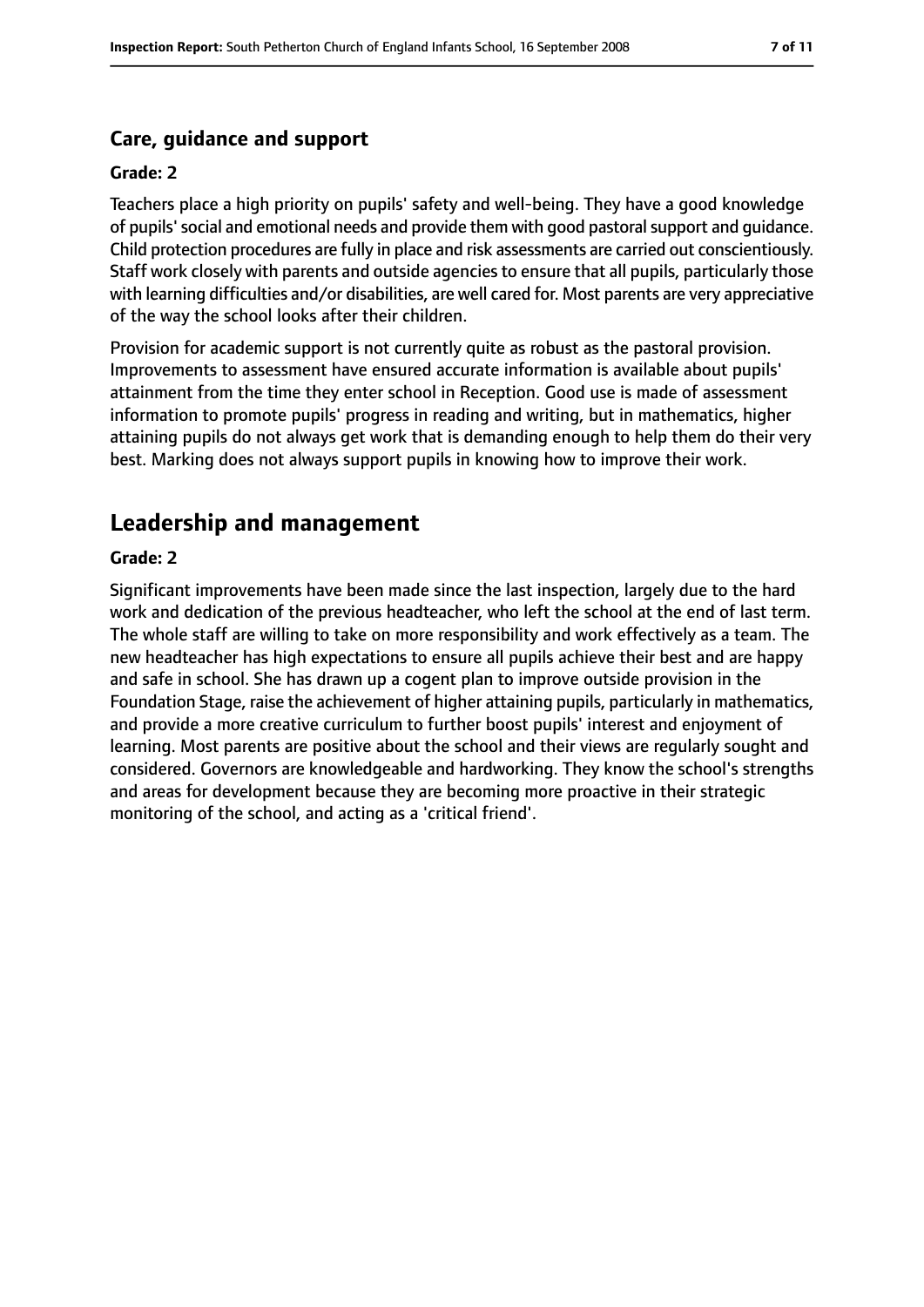### Care, guidance and support

#### Grade: 2

Teachers place a high priority on pupils' safety and well-being. They have a good knowledge of pupils' social and emotional needs and provide them with good pastoral support and guidance. Child protection procedures are fully in place and risk assessments are carried out conscientiously. Staff work closely with parents and outside agencies to ensure that all pupils, particularly those with learning difficulties and/or disabilities, are well cared for. Most parents are very appreciative of the way the school looks after their children.

Provision for academic support is not currently quite as robust as the pastoral provision. Improvements to assessment have ensured accurate information is available about pupils' attainment from the time they enter school in Reception. Good use is made of assessment information to promote pupils' progress in reading and writing, but in mathematics, higher attaining pupils do not always get work that is demanding enough to help them do their very best. Marking does not always support pupils in knowing how to improve their work.

## Leadership and management

#### Grade: 2

Significant improvements have been made since the last inspection, largely due to the hard work and dedication of the previous headteacher, who left the school at the end of last term. The whole staff are willing to take on more responsibility and work effectively as a team. The new headteacher has high expectations to ensure all pupils achieve their best and are happy and safe in school. She has drawn up a cogent plan to improve outside provision in the Foundation Stage, raise the achievement of higher attaining pupils, particularly in mathematics, and provide a more creative curriculum to further boost pupils' interest and enjoyment of learning. Most parents are positive about the school and their views are regularly sought and considered. Governors are knowledgeable and hardworking. They know the school's strengths and areas for development because they are becoming more proactive in their strategic monitoring of the school, and acting as a 'critical friend'.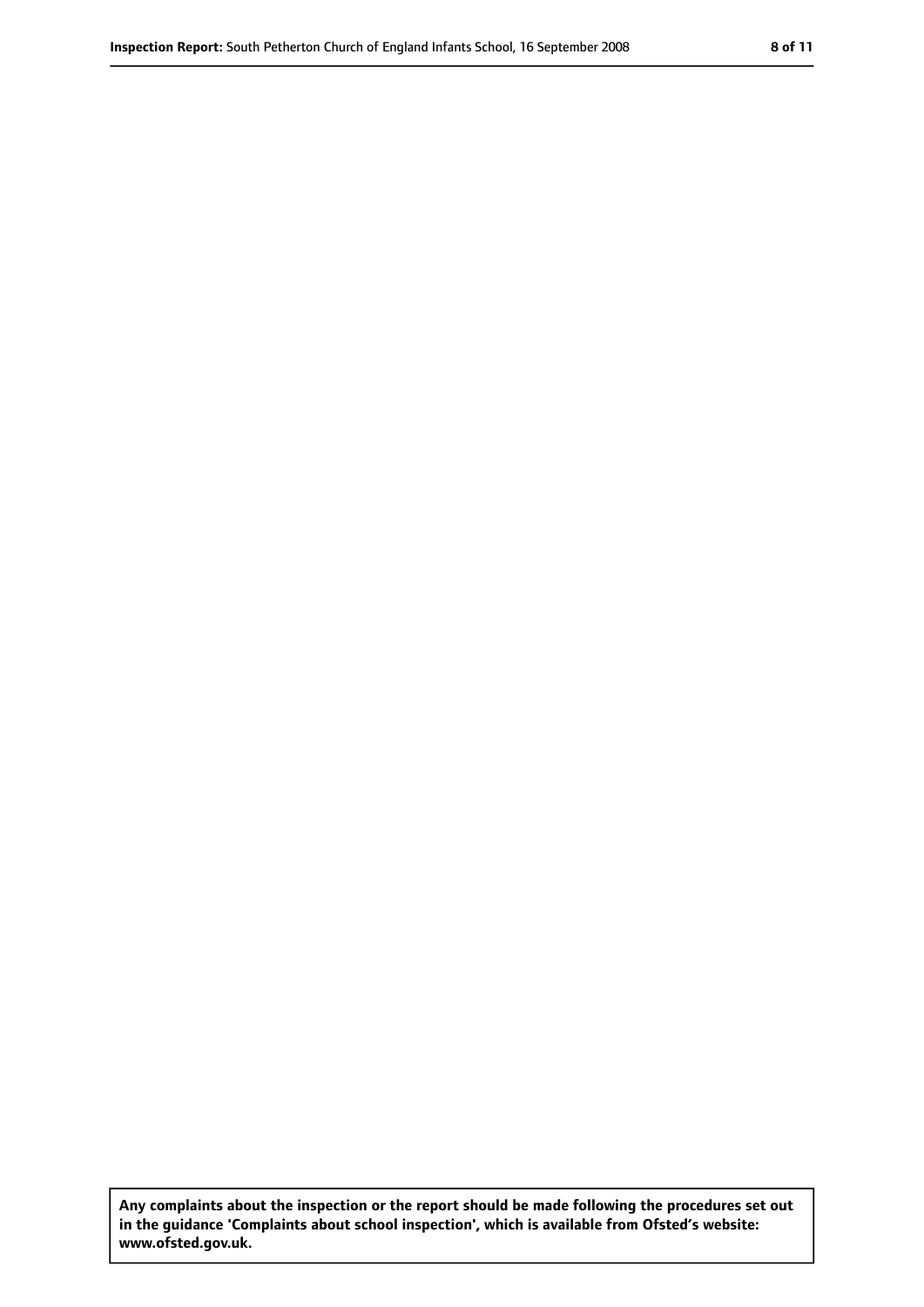**Any complaints about the inspection or the report should be made following the procedures set out in the guidance 'Complaints about school inspection', which is available from Ofsted's website: www.ofsted.gov.uk.**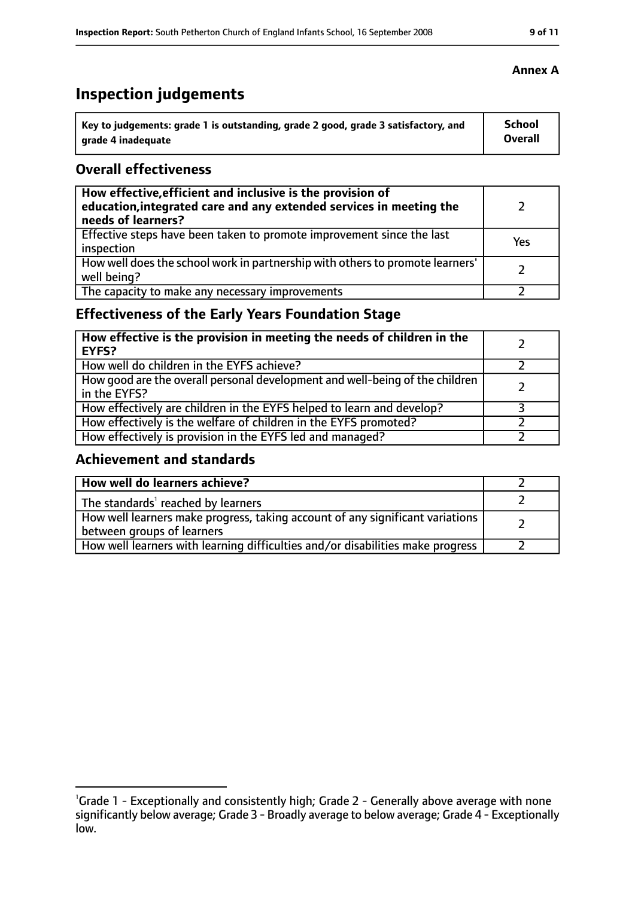**Annex A**

# Inspection judgements

| Key to judgements: grade 1 is outstanding, grade 2 good, grade 3 satisfactory, and grade 4 inadequate | School Overall |
|---|---|

## Overall effectiveness

| | |
|---|---|
| **How effective,efficient and inclusive is the provision of education,integrated care and any extended services in meeting the needs of learners?** | 2 |
| Effective steps have been taken to promote improvement since the last inspection | Yes |
| How well does the school work in partnership with others to promote learners' well being? | 2 |
| The capacity to make any necessary improvements | 2 |

## Effectiveness of the Early Years Foundation Stage

| | |
|---|---|
| **How effective is the provision in meeting the needs of children in the EYFS?** | 2 |
| How well do children in the EYFS achieve? | 2 |
| How good are the overall personal development and well-being of the children in the EYFS? | 2 |
| How effectively are children in the EYFS helped to learn and develop? | 3 |
| How effectively is the welfare of children in the EYFS promoted? | 2 |
| How effectively is provision in the EYFS led and managed? | 2 |

## Achievement and standards

| | |
|---|---|
| **How well do learners achieve?** | 2 |
| The standards[1] reached by learners | 2 |
| How well learners make progress, taking account of any significant variations between groups of learners | 2 |
| How well learners with learning difficulties and/or disabilities make progress | 2 |

[1] Grade 1 - Exceptionally and consistently high; Grade 2 - Generally above average with none significantly below average; Grade 3 - Broadly average to below average; Grade 4 - Exceptionally low.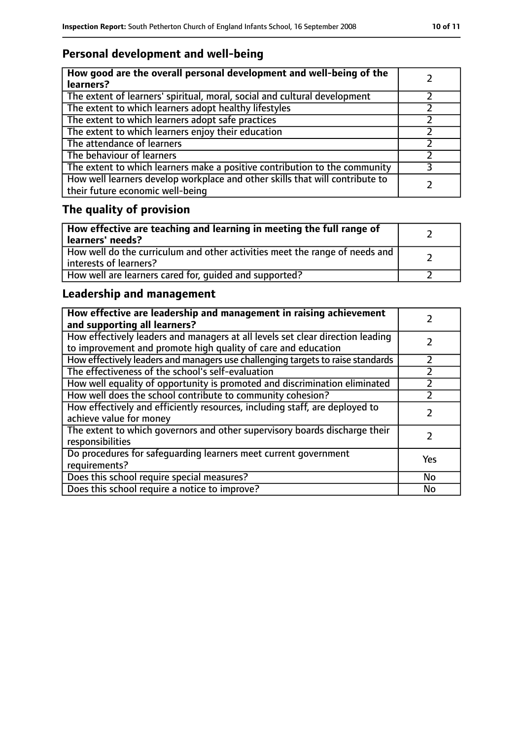## Personal development and well-being

| How good are the overall personal development and well-being of the learners? | 2 |
|---|---|
| The extent of learners' spiritual, moral, social and cultural development | 2 |
| The extent to which learners adopt healthy lifestyles | 2 |
| The extent to which learners adopt safe practices | 2 |
| The extent to which learners enjoy their education | 2 |
| The attendance of learners | 2 |
| The behaviour of learners | 2 |
| The extent to which learners make a positive contribution to the community | 3 |
| How well learners develop workplace and other skills that will contribute to their future economic well-being | 2 |

## The quality of provision

| How effective are teaching and learning in meeting the full range of learners' needs? | 2 |
|---|---|
| How well do the curriculum and other activities meet the range of needs and interests of learners? | 2 |
| How well are learners cared for, guided and supported? | 2 |

## Leadership and management

| How effective are leadership and management in raising achievement and supporting all learners? | 2 |
|---|---|
| How effectively leaders and managers at all levels set clear direction leading to improvement and promote high quality of care and education | 2 |
| How effectively leaders and managers use challenging targets to raise standards | 2 |
| The effectiveness of the school's self-evaluation | 2 |
| How well equality of opportunity is promoted and discrimination eliminated | 2 |
| How well does the school contribute to community cohesion? | 2 |
| How effectively and efficiently resources, including staff, are deployed to achieve value for money | 2 |
| The extent to which governors and other supervisory boards discharge their responsibilities | 2 |
| Do procedures for safeguarding learners meet current government requirements? | Yes |
| Does this school require special measures? | No |
| Does this school require a notice to improve? | No |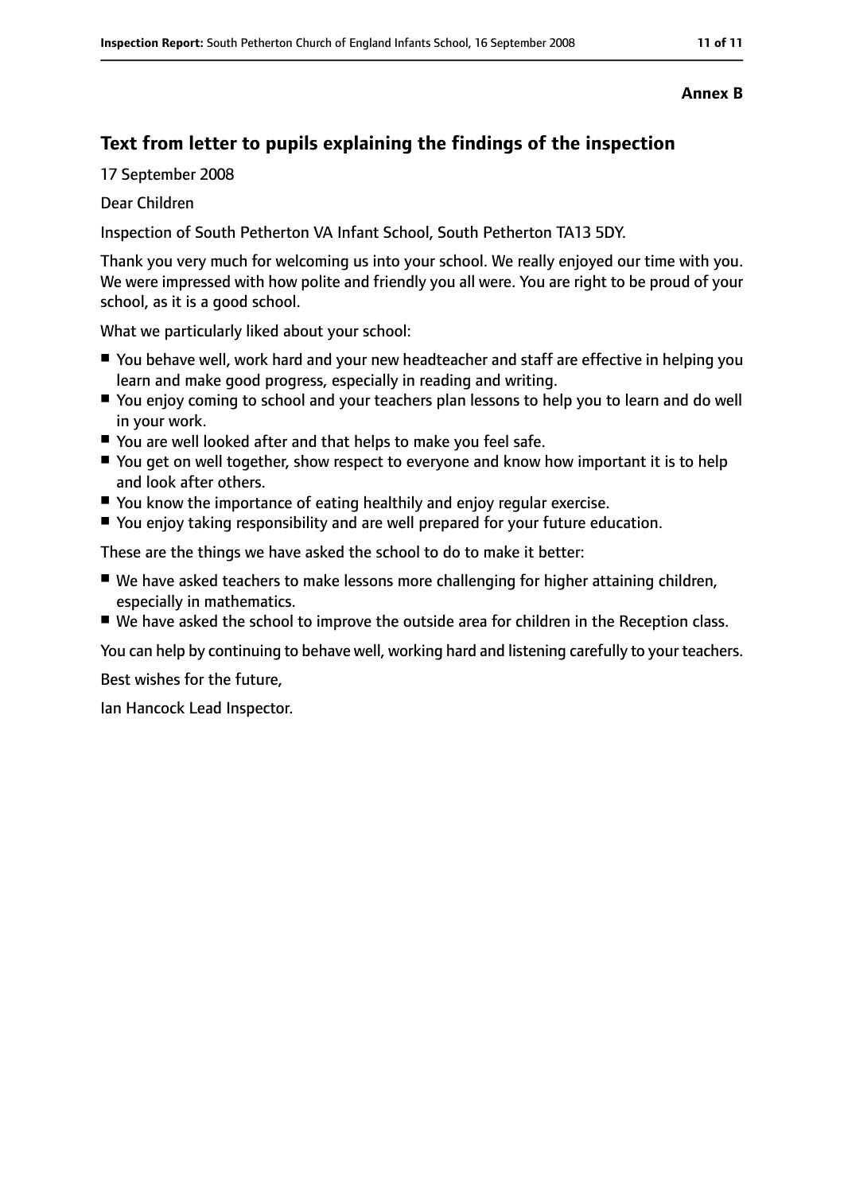**Annex B**

## Text from letter to pupils explaining the findings of the inspection

17 September 2008

Dear Children

Inspection of South Petherton VA Infant School, South Petherton TA13 5DY.

Thank you very much for welcoming us into your school. We really enjoyed our time with you. We were impressed with how polite and friendly you all were. You are right to be proud of your school, as it is a good school.

What we particularly liked about your school:

- You behave well, work hard and your new headteacher and staff are effective in helping you learn and make good progress, especially in reading and writing.
- You enjoy coming to school and your teachers plan lessons to help you to learn and do well in your work.
- You are well looked after and that helps to make you feel safe.
- You get on well together, show respect to everyone and know how important it is to help and look after others.
- You know the importance of eating healthily and enjoy regular exercise.
- You enjoy taking responsibility and are well prepared for your future education.

These are the things we have asked the school to do to make it better:

- We have asked teachers to make lessons more challenging for higher attaining children, especially in mathematics.
- We have asked the school to improve the outside area for children in the Reception class.

You can help by continuing to behave well, working hard and listening carefully to your teachers.

Best wishes for the future,

Ian Hancock Lead Inspector.